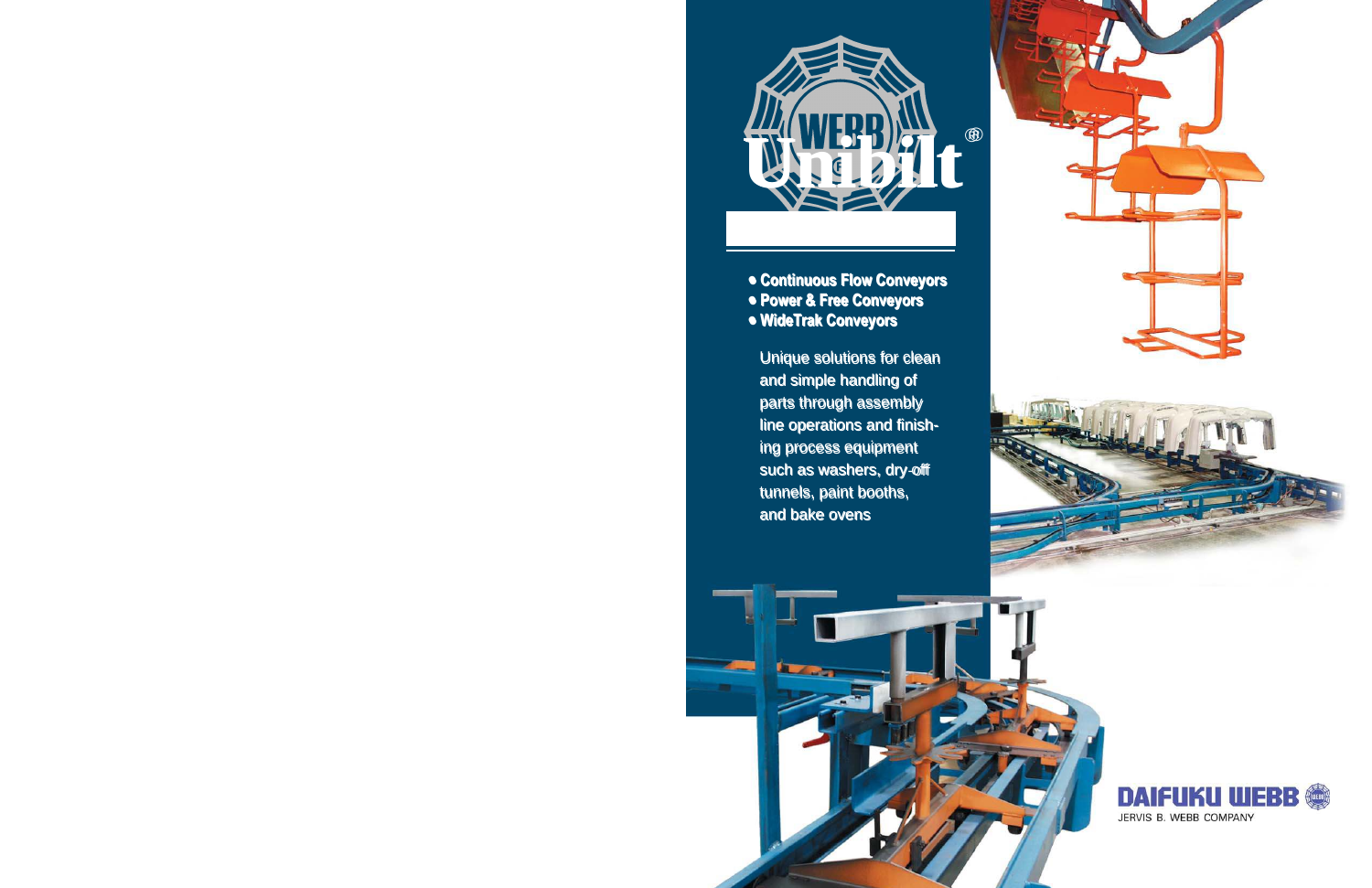# WEBB Unibilt®

- Continuous Flow Conveyors
- Power & Free Conveyors
- WideTrak Conveyors

Unique solutions for clean and simple handling of parts through assembly line operations and finishing process equipment such as washers, dry-off tunnels, paint booths, and bake ovens

DAIFUKU WEBB

JERVIS B. WEBB COMPANY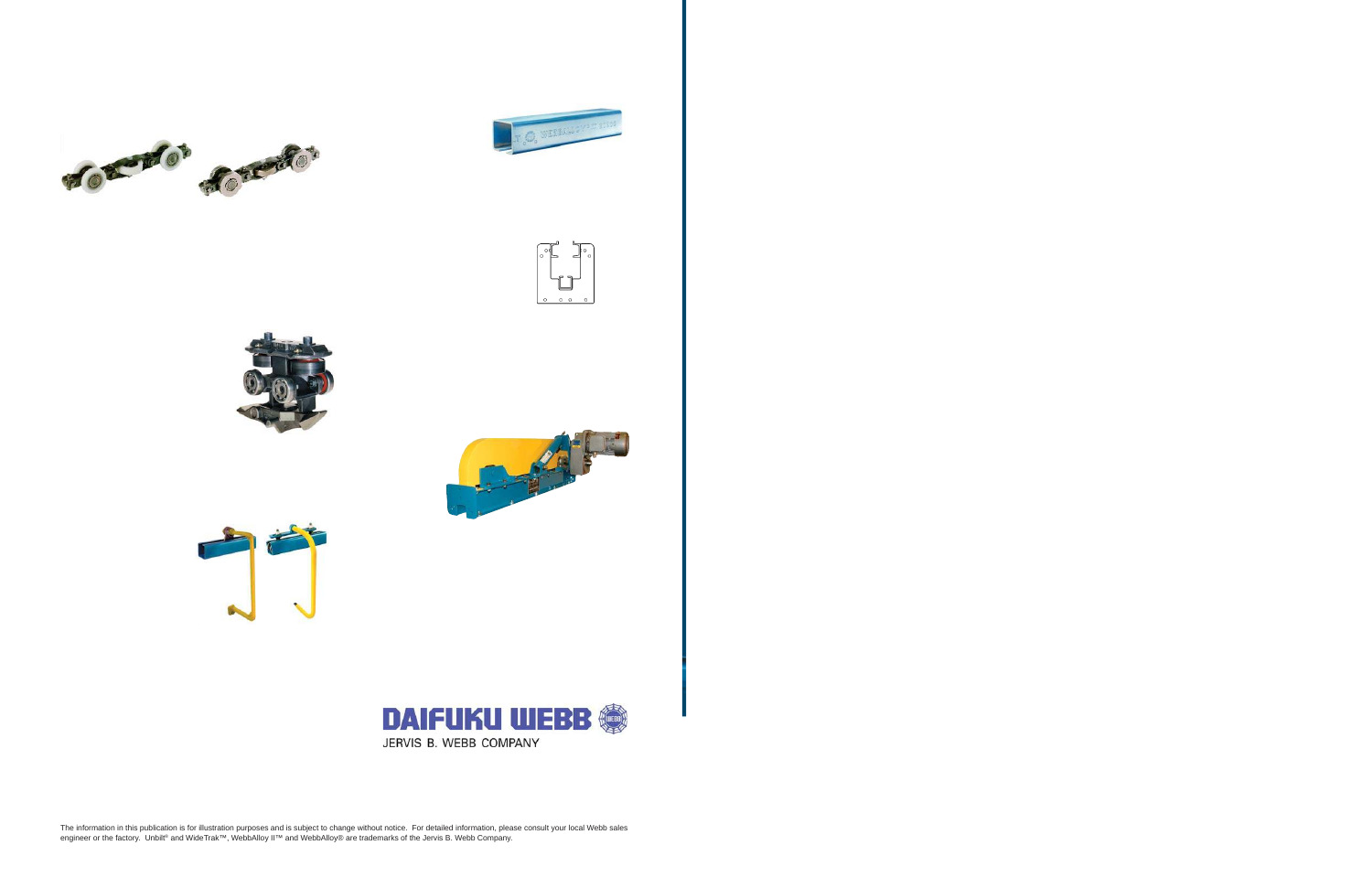DAIFUKU WEBB

JERVIS B. WEBB COMPANY

The information in this publication is for illustration purposes and is subject to change without notice. For detailed information, please consult your local Webb sales engineer or the factory. Unibilt® and WideTrak™, WebbAlloy II™ and WebbAlloy® are trademarks of the Jervis B. Webb Company.